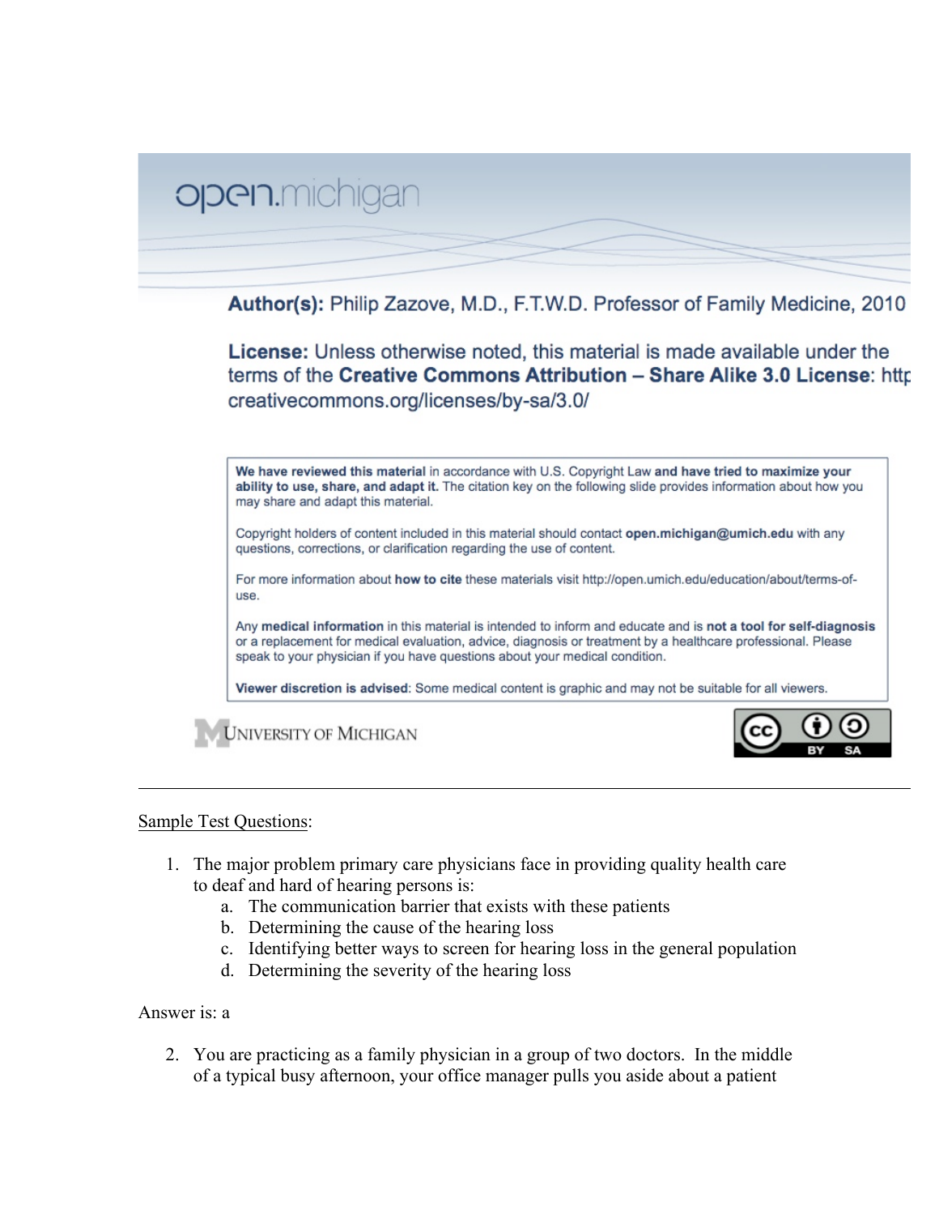open.michigan

**Author(s):** Philip Zazove, M.D., F.T.W.D. Professor of Family Medicine, 2010

**License:** Unless otherwise noted, this material is made available under the terms of the **Creative Commons Attribution – Share Alike 3.0 License**: http creativecommons.org/licenses/by-sa/3.0/

**We have reviewed this material** in accordance with U.S. Copyright Law **and have tried to maximize your ability to use, share, and adapt it.** The citation key on the following slide provides information about how you may share and adapt this material.

Copyright holders of content included in this material should contact **open.michigan@umich.edu** with any questions, corrections, or clarification regarding the use of content.

For more information about **how to cite** these materials visit http://open.umich.edu/education/about/terms-of-use.

Any **medical information** in this material is intended to inform and educate and is **not a tool for self-diagnosis** or a replacement for medical evaluation, advice, diagnosis or treatment by a healthcare professional. Please speak to your physician if you have questions about your medical condition.

**Viewer discretion is advised**: Some medical content is graphic and may not be suitable for all viewers.

UNIVERSITY OF MICHIGAN

CC BY SA

---

Sample Test Questions:

1. The major problem primary care physicians face in providing quality health care to deaf and hard of hearing persons is:
   a. The communication barrier that exists with these patients
   b. Determining the cause of the hearing loss
   c. Identifying better ways to screen for hearing loss in the general population
   d. Determining the severity of the hearing loss

Answer is: a

2. You are practicing as a family physician in a group of two doctors. In the middle of a typical busy afternoon, your office manager pulls you aside about a patient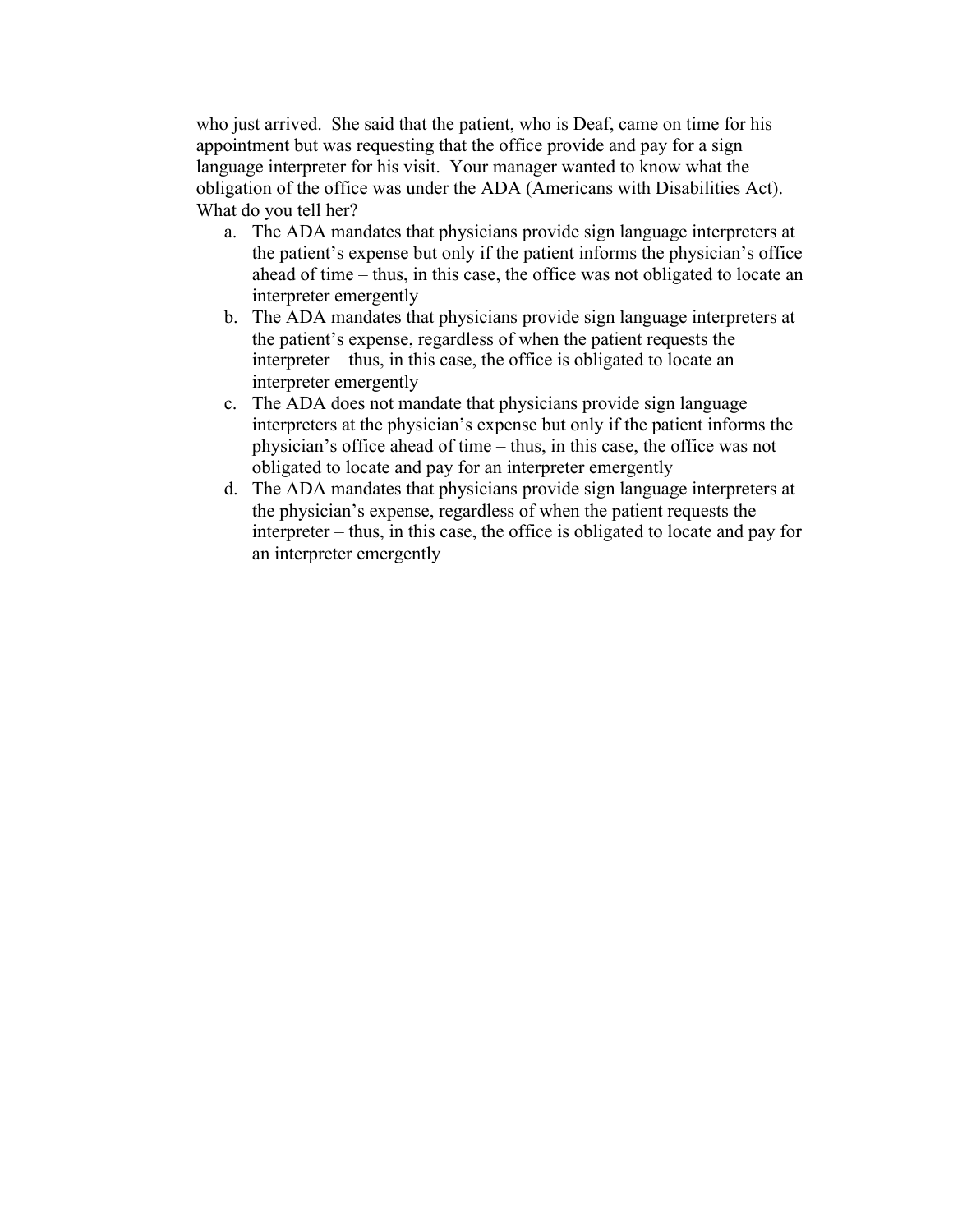who just arrived. She said that the patient, who is Deaf, came on time for his appointment but was requesting that the office provide and pay for a sign language interpreter for his visit. Your manager wanted to know what the obligation of the office was under the ADA (Americans with Disabilities Act). What do you tell her?

a. The ADA mandates that physicians provide sign language interpreters at the patient's expense but only if the patient informs the physician's office ahead of time – thus, in this case, the office was not obligated to locate an interpreter emergently
b. The ADA mandates that physicians provide sign language interpreters at the patient's expense, regardless of when the patient requests the interpreter – thus, in this case, the office is obligated to locate an interpreter emergently
c. The ADA does not mandate that physicians provide sign language interpreters at the physician's expense but only if the patient informs the physician's office ahead of time – thus, in this case, the office was not obligated to locate and pay for an interpreter emergently
d. The ADA mandates that physicians provide sign language interpreters at the physician's expense, regardless of when the patient requests the interpreter – thus, in this case, the office is obligated to locate and pay for an interpreter emergently